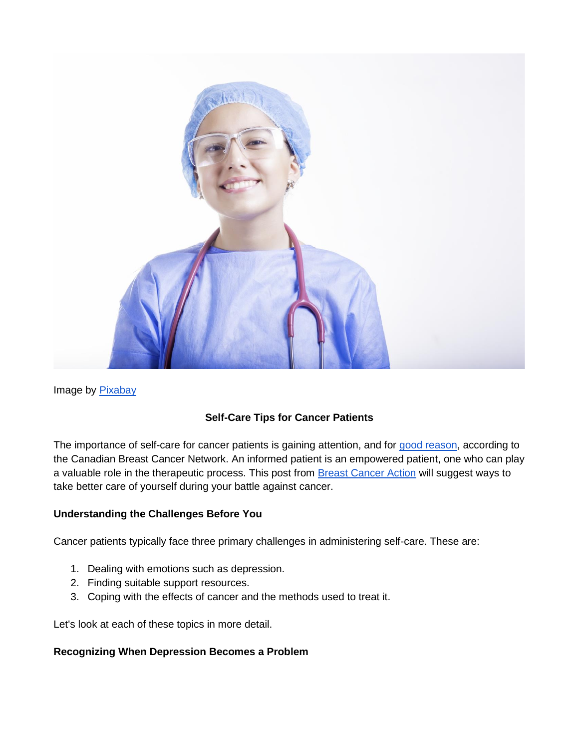Image by Pixabay

## Self-Care Tips for Cancer Patients

The importance of self-care for cancer patients is gaining attention, and for good reason, according to the Canadian Breast Cancer Network. An informed patient is an empowered patient, one who can play a valuable role in the therapeutic process. This post from Breast Cancer Action will suggest ways to take better care of yourself during your battle against cancer.

### Understanding the Challenges Before You

Cancer patients typically face three primary challenges in administering self-care. These are:

1. Dealing with emotions such as depression.
2. Finding suitable support resources.
3. Coping with the effects of cancer and the methods used to treat it.

Let's look at each of these topics in more detail.

### Recognizing When Depression Becomes a Problem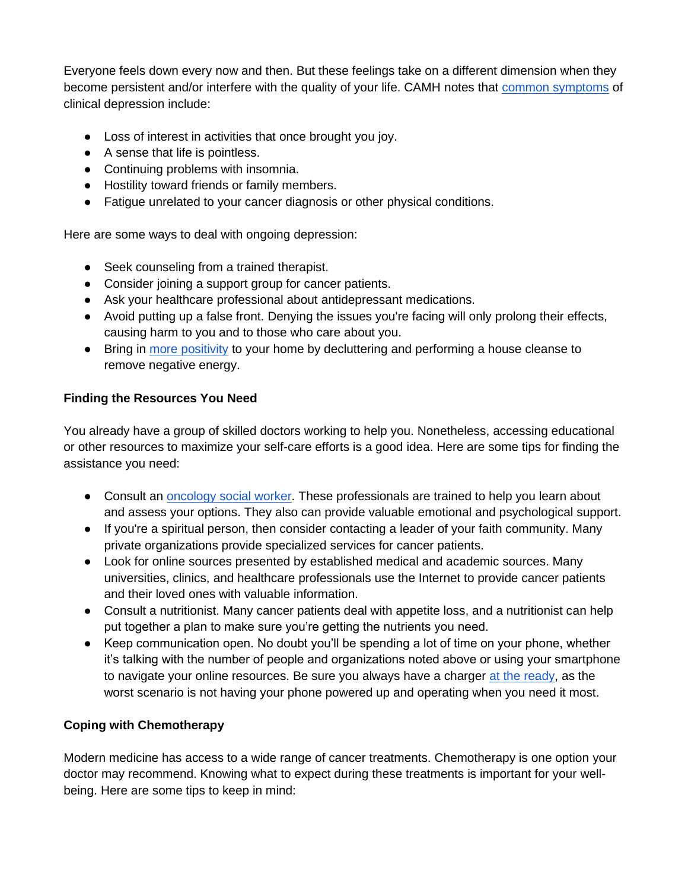Everyone feels down every now and then. But these feelings take on a different dimension when they become persistent and/or interfere with the quality of your life. CAMH notes that common symptoms of clinical depression include:

- Loss of interest in activities that once brought you joy.
- A sense that life is pointless.
- Continuing problems with insomnia.
- Hostility toward friends or family members.
- Fatigue unrelated to your cancer diagnosis or other physical conditions.

Here are some ways to deal with ongoing depression:

- Seek counseling from a trained therapist.
- Consider joining a support group for cancer patients.
- Ask your healthcare professional about antidepressant medications.
- Avoid putting up a false front. Denying the issues you're facing will only prolong their effects, causing harm to you and to those who care about you.
- Bring in more positivity to your home by decluttering and performing a house cleanse to remove negative energy.

**Finding the Resources You Need**

You already have a group of skilled doctors working to help you. Nonetheless, accessing educational or other resources to maximize your self-care efforts is a good idea. Here are some tips for finding the assistance you need:

- Consult an oncology social worker. These professionals are trained to help you learn about and assess your options. They also can provide valuable emotional and psychological support.
- If you're a spiritual person, then consider contacting a leader of your faith community. Many private organizations provide specialized services for cancer patients.
- Look for online sources presented by established medical and academic sources. Many universities, clinics, and healthcare professionals use the Internet to provide cancer patients and their loved ones with valuable information.
- Consult a nutritionist. Many cancer patients deal with appetite loss, and a nutritionist can help put together a plan to make sure you're getting the nutrients you need.
- Keep communication open. No doubt you'll be spending a lot of time on your phone, whether it's talking with the number of people and organizations noted above or using your smartphone to navigate your online resources. Be sure you always have a charger at the ready, as the worst scenario is not having your phone powered up and operating when you need it most.

**Coping with Chemotherapy**

Modern medicine has access to a wide range of cancer treatments. Chemotherapy is one option your doctor may recommend. Knowing what to expect during these treatments is important for your well-being. Here are some tips to keep in mind: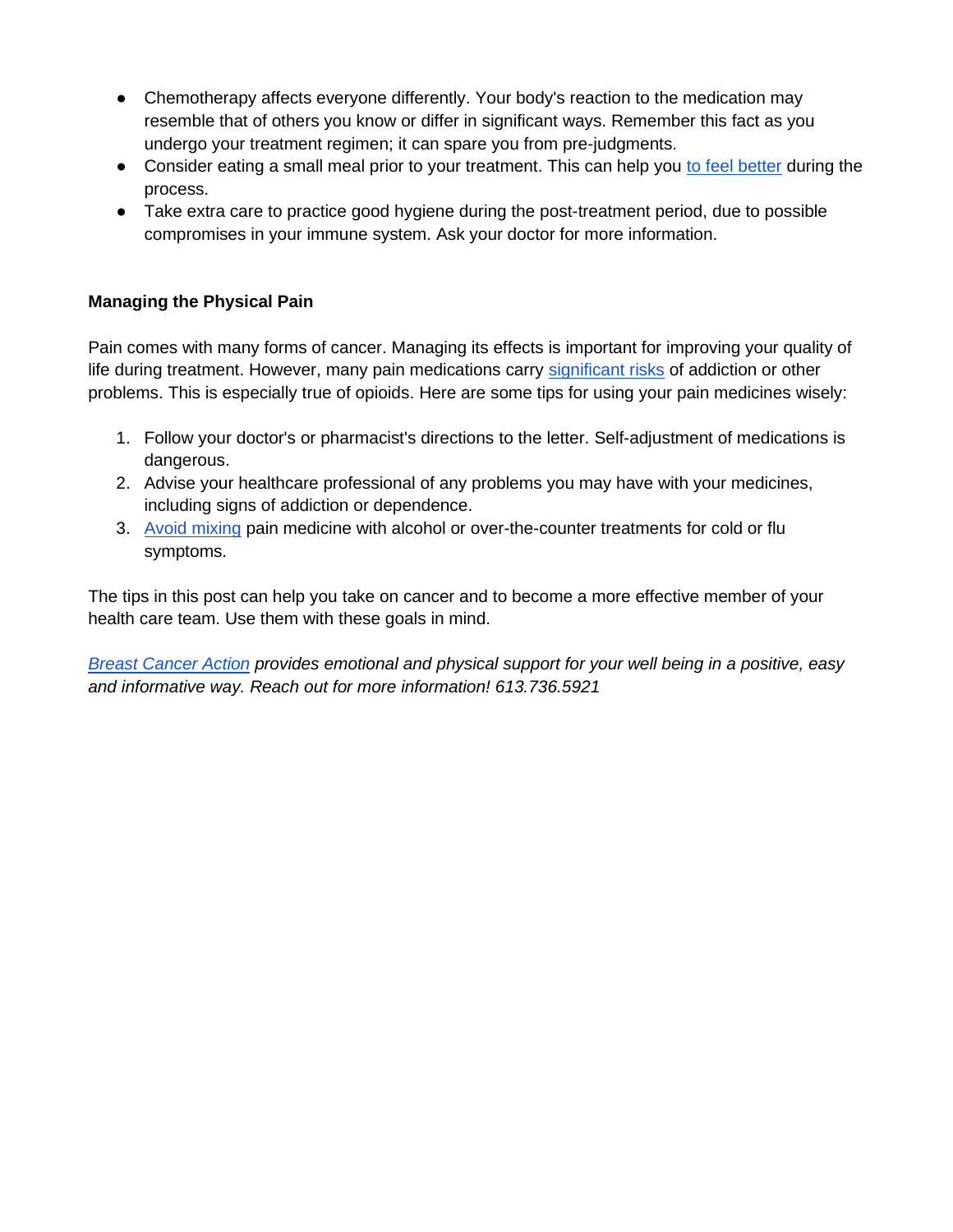- Chemotherapy affects everyone differently. Your body's reaction to the medication may resemble that of others you know or differ in significant ways. Remember this fact as you undergo your treatment regimen; it can spare you from pre-judgments.
- Consider eating a small meal prior to your treatment. This can help you to feel better during the process.
- Take extra care to practice good hygiene during the post-treatment period, due to possible compromises in your immune system. Ask your doctor for more information.

**Managing the Physical Pain**

Pain comes with many forms of cancer. Managing its effects is important for improving your quality of life during treatment. However, many pain medications carry significant risks of addiction or other problems. This is especially true of opioids. Here are some tips for using your pain medicines wisely:

1. Follow your doctor's or pharmacist's directions to the letter. Self-adjustment of medications is dangerous.
2. Advise your healthcare professional of any problems you may have with your medicines, including signs of addiction or dependence.
3. Avoid mixing pain medicine with alcohol or over-the-counter treatments for cold or flu symptoms.

The tips in this post can help you take on cancer and to become a more effective member of your health care team. Use them with these goals in mind.

*Breast Cancer Action provides emotional and physical support for your well being in a positive, easy and informative way. Reach out for more information! 613.736.5921*